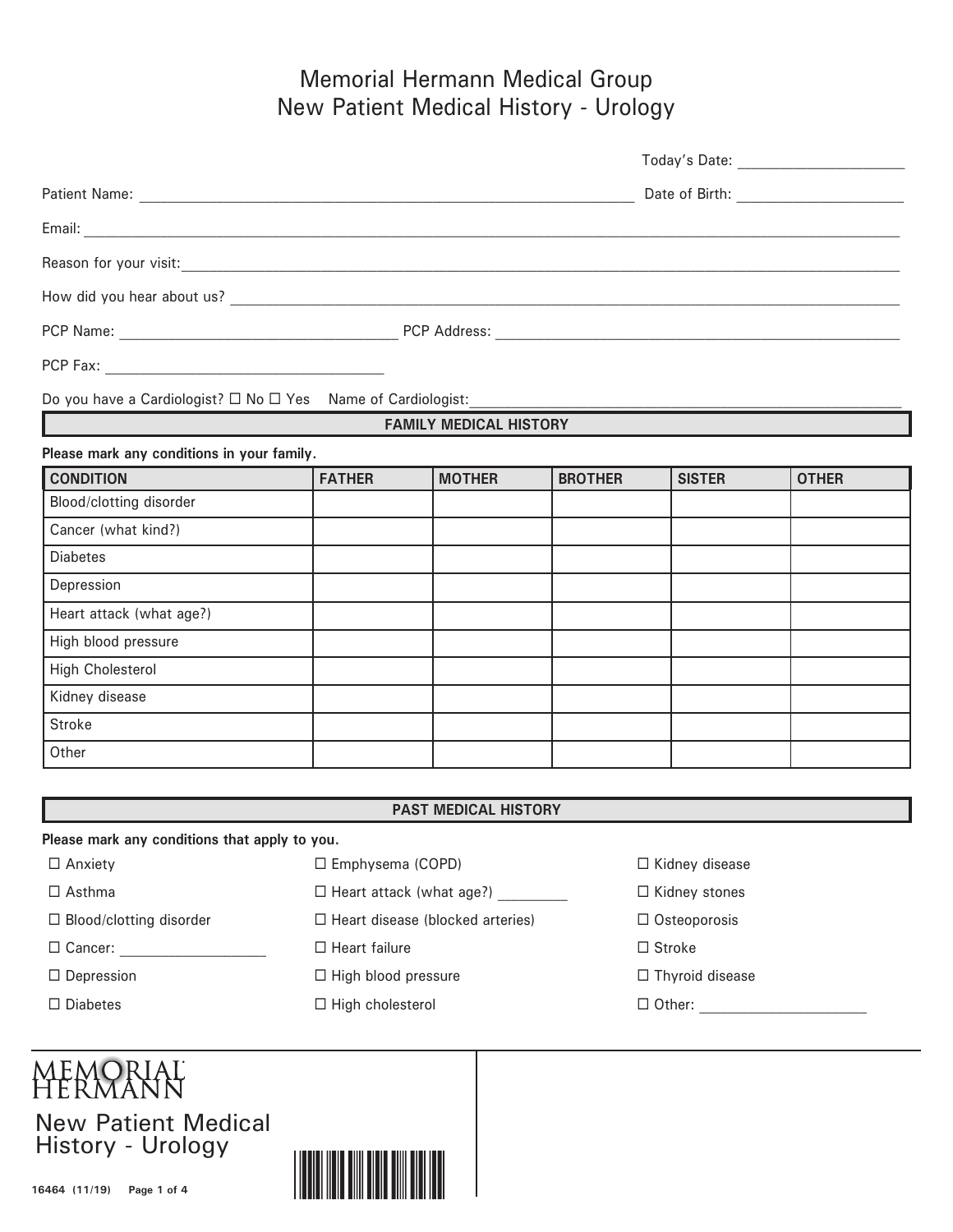# Memorial Hermann Medical Group
# New Patient Medical History - Urology

Today's Date: ____________________

Patient Name: ______________________________________________________________ Date of Birth: ____________________

Email: ____________________________________________________________________________________________________

Reason for your visit: ______________________________________________________________________________________

How did you hear about us? __________________________________________________________________________

PCP Name: __________________________________ PCP Address: __________________________________________________

PCP Fax: __________________________________

Do you have a Cardiologist? ☐ No ☐ Yes Name of Cardiologist: ______________________________________________

## FAMILY MEDICAL HISTORY

**Please mark any conditions in your family.**

| CONDITION | FATHER | MOTHER | BROTHER | SISTER | OTHER |
|---|---|---|---|---|---|
| Blood/clotting disorder | | | | | |
| Cancer (what kind?) | | | | | |
| Diabetes | | | | | |
| Depression | | | | | |
| Heart attack (what age?) | | | | | |
| High blood pressure | | | | | |
| High Cholesterol | | | | | |
| Kidney disease | | | | | |
| Stroke | | | | | |
| Other | | | | | |

## PAST MEDICAL HISTORY

**Please mark any conditions that apply to you.**

- ☐ Anxiety
- ☐ Asthma
- ☐ Blood/clotting disorder
- ☐ Cancer: __________________
- ☐ Depression
- ☐ Diabetes
- ☐ Emphysema (COPD)
- ☐ Heart attack (what age?) _________
- ☐ Heart disease (blocked arteries)
- ☐ Heart failure
- ☐ High blood pressure
- ☐ High cholesterol
- ☐ Kidney disease
- ☐ Kidney stones
- ☐ Osteoporosis
- ☐ Stroke
- ☐ Thyroid disease
- ☐ Other: ____________________

MEMORIAL HERMANN

New Patient Medical History - Urology

16464 (11/19)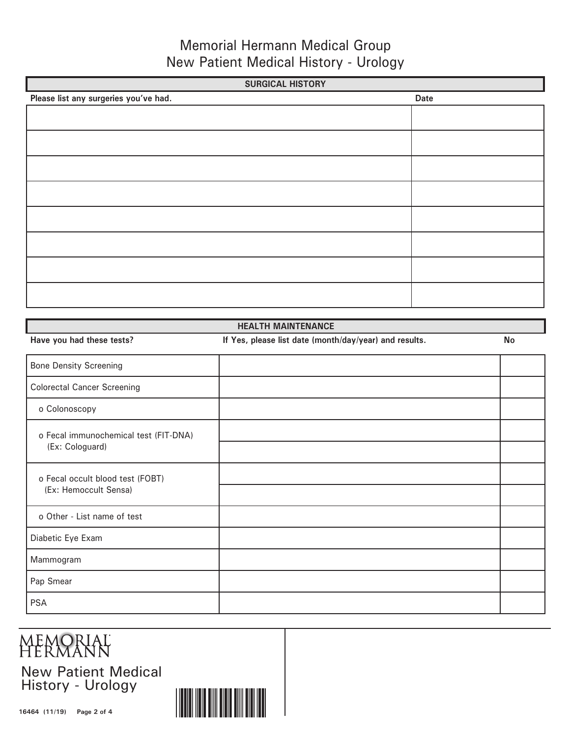# Memorial Hermann Medical Group
## New Patient Medical History - Urology

### SURGICAL HISTORY

| Please list any surgeries you've had. | Date |
|---|---|
| | |
| | |
| | |
| | |
| | |
| | |
| | |
| | |

### HEALTH MAINTENANCE

| Have you had these tests? | If Yes, please list date (month/day/year) and results. | No |
|---|---|---|
| Bone Density Screening | | |
| Colorectal Cancer Screening | | |
| o Colonoscopy | | |
| o Fecal immunochemical test (FIT-DNA) (Ex: Cologuard) | | |
| | | |
| o Fecal occult blood test (FOBT) (Ex: Hemoccult Sensa) | | |
| | | |
| o Other - List name of test | | |
| Diabetic Eye Exam | | |
| Mammogram | | |
| Pap Smear | | |
| PSA | | |

MEMORIAL HERMANN

New Patient Medical History - Urology

16464 (11/19)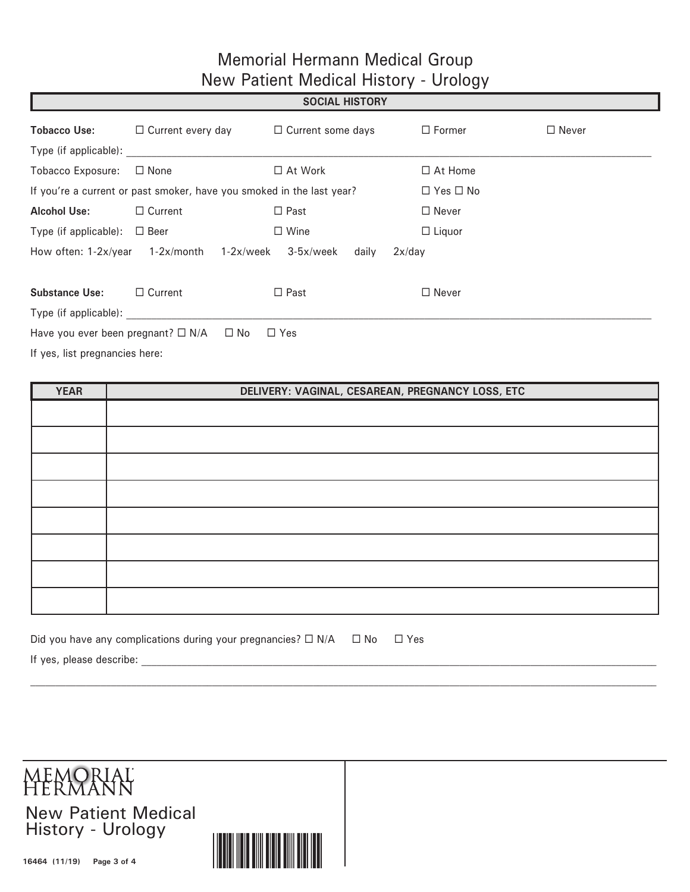# Memorial Hermann Medical Group
## New Patient Medical History - Urology

### SOCIAL HISTORY

**Tobacco Use:** ☐ Current every day ☐ Current some days ☐ Former ☐ Never

Type (if applicable): ____________________________________________

Tobacco Exposure: ☐ None ☐ At Work ☐ At Home

If you're a current or past smoker, have you smoked in the last year? ☐ Yes ☐ No

**Alcohol Use:** ☐ Current ☐ Past ☐ Never

Type (if applicable): ☐ Beer ☐ Wine ☐ Liquor

How often: 1-2x/year 1-2x/month 1-2x/week 3-5x/week daily 2x/day

**Substance Use:** ☐ Current ☐ Past ☐ Never

Type (if applicable): ____________________________________________

Have you ever been pregnant? ☐ N/A ☐ No ☐ Yes

If yes, list pregnancies here:

| YEAR | DELIVERY: VAGINAL, CESAREAN, PREGNANCY LOSS, ETC |
|---|---|
| | |
| | |
| | |
| | |
| | |
| | |
| | |
| | |

Did you have any complications during your pregnancies? ☐ N/A ☐ No ☐ Yes

If yes, please describe: ____________________________________________

____________________________________________

MEMORIAL HERMANN

New Patient Medical History - Urology

16464 (11/19)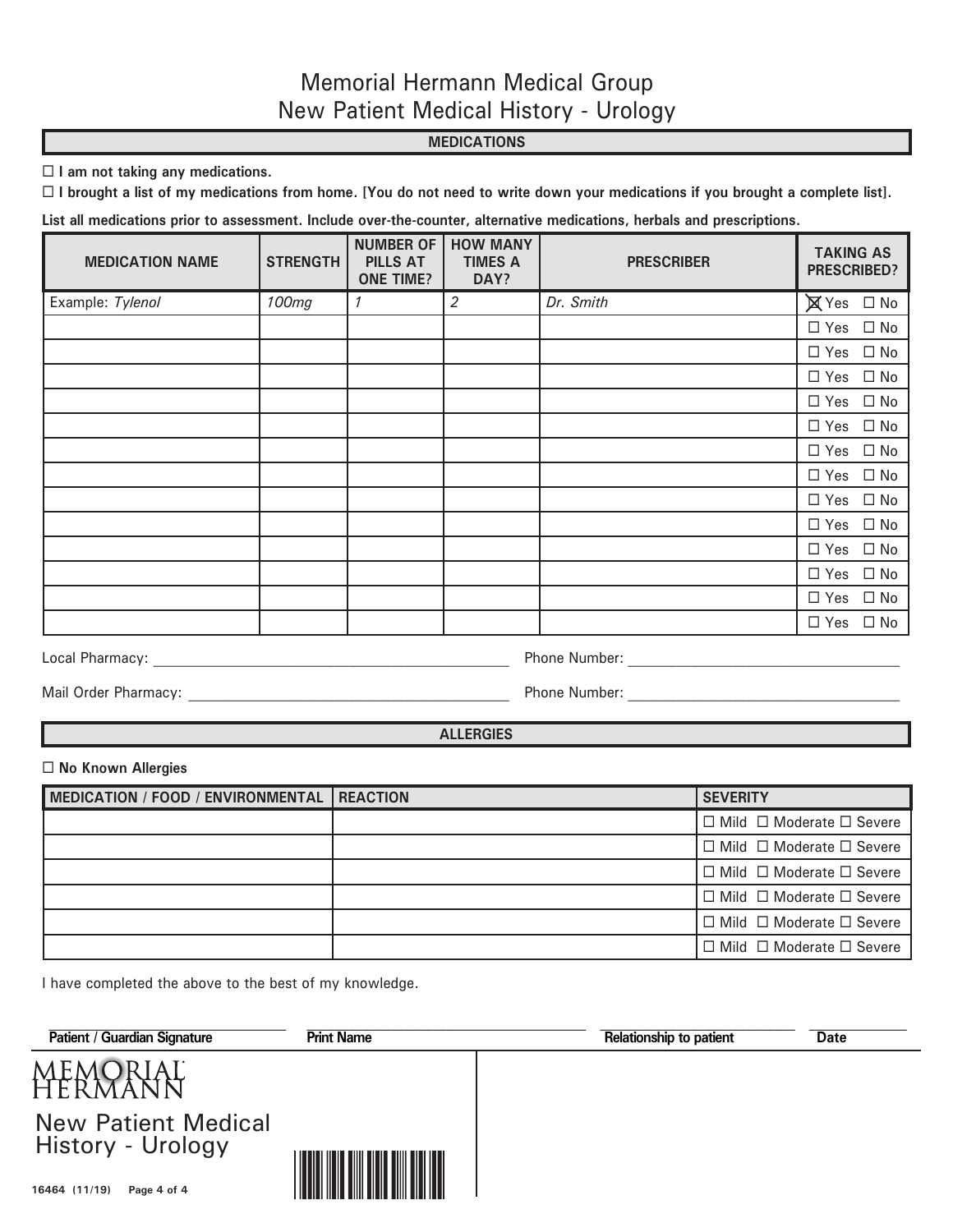# Memorial Hermann Medical Group
## New Patient Medical History - Urology

### MEDICATIONS

☐ **I am not taking any medications.**

☐ **I brought a list of my medications from home. [You do not need to write down your medications if you brought a complete list].**

**List all medications prior to assessment. Include over-the-counter, alternative medications, herbals and prescriptions.**

| MEDICATION NAME | STRENGTH | NUMBER OF PILLS AT ONE TIME? | HOW MANY TIMES A DAY? | PRESCRIBER | TAKING AS PRESCRIBED? |
|---|---|---|---|---|---|
| Example: *Tylenol* | *100mg* | *1* | *2* | *Dr. Smith* | ☒ Yes ☐ No |
| | | | | | ☐ Yes ☐ No |
| | | | | | ☐ Yes ☐ No |
| | | | | | ☐ Yes ☐ No |
| | | | | | ☐ Yes ☐ No |
| | | | | | ☐ Yes ☐ No |
| | | | | | ☐ Yes ☐ No |
| | | | | | ☐ Yes ☐ No |
| | | | | | ☐ Yes ☐ No |
| | | | | | ☐ Yes ☐ No |
| | | | | | ☐ Yes ☐ No |
| | | | | | ☐ Yes ☐ No |
| | | | | | ☐ Yes ☐ No |
| | | | | | ☐ Yes ☐ No |

Local Pharmacy: ______________________________ Phone Number: ______________________________

Mail Order Pharmacy: ______________________________ Phone Number: ______________________________

### ALLERGIES

☐ **No Known Allergies**

| MEDICATION / FOOD / ENVIRONMENTAL | REACTION | SEVERITY |
|---|---|---|
| | | ☐ Mild ☐ Moderate ☐ Severe |
| | | ☐ Mild ☐ Moderate ☐ Severe |
| | | ☐ Mild ☐ Moderate ☐ Severe |
| | | ☐ Mild ☐ Moderate ☐ Severe |
| | | ☐ Mild ☐ Moderate ☐ Severe |
| | | ☐ Mild ☐ Moderate ☐ Severe |

I have completed the above to the best of my knowledge.

______________________ ______________________ ______________________ ____________

**Patient / Guardian Signature** **Print Name** **Relationship to patient** **Date**

MEMORIAL HERMANN

New Patient Medical History - Urology

16464 (11/19)